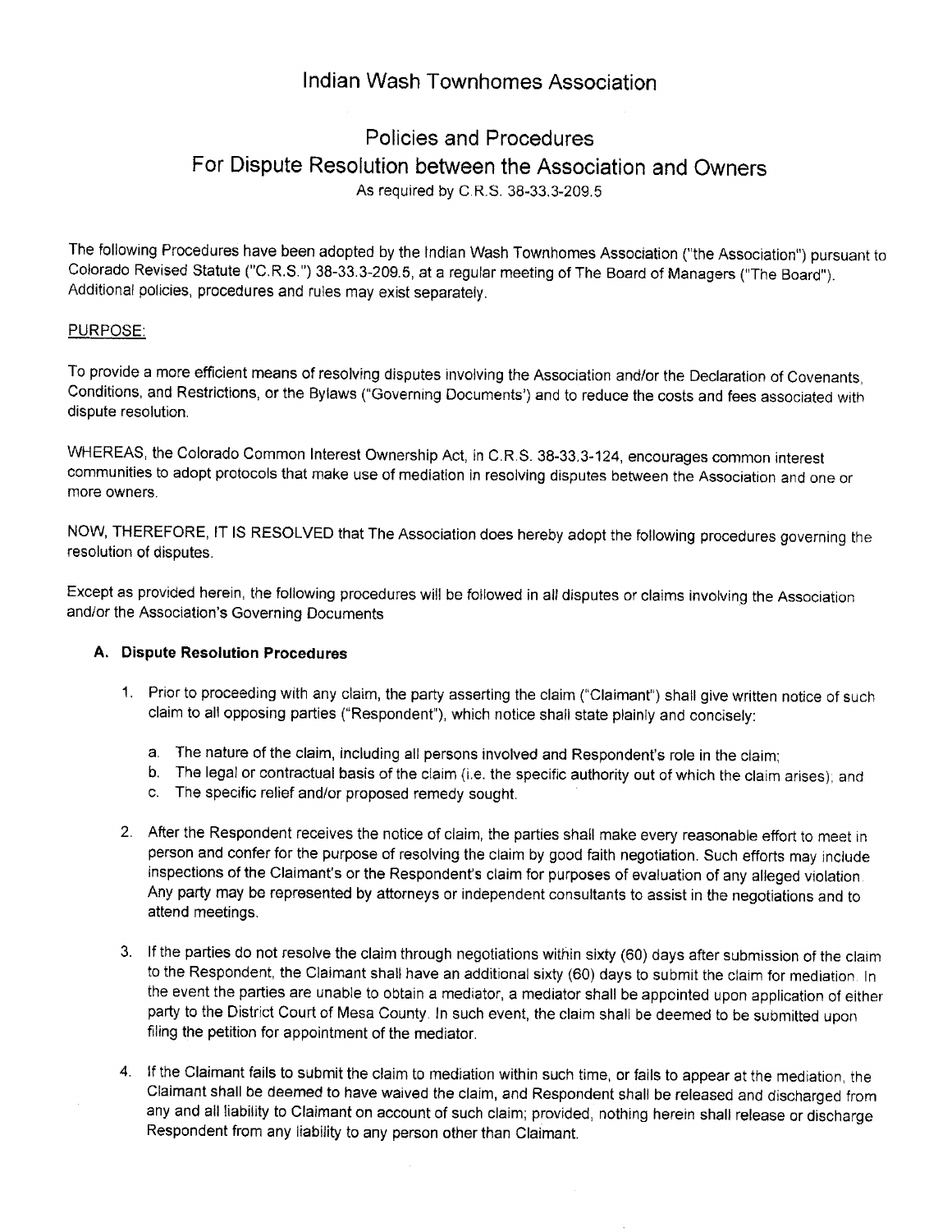# Indian Wash Townhomes Association

## Policies and Procedures
## For Dispute Resolution between the Association and Owners

As required by C.R.S. 38-33.3-209.5

The following Procedures have been adopted by the Indian Wash Townhomes Association ("the Association") pursuant to Colorado Revised Statute ("C.R.S.") 38-33.3-209.5, at a regular meeting of The Board of Managers ("The Board"). Additional policies, procedures and rules may exist separately.

PURPOSE:

To provide a more efficient means of resolving disputes involving the Association and/or the Declaration of Covenants, Conditions, and Restrictions, or the Bylaws ("Governing Documents') and to reduce the costs and fees associated with dispute resolution.

WHEREAS, the Colorado Common Interest Ownership Act, in C.R.S. 38-33.3-124, encourages common interest communities to adopt protocols that make use of mediation in resolving disputes between the Association and one or more owners.

NOW, THEREFORE, IT IS RESOLVED that The Association does hereby adopt the following procedures governing the resolution of disputes.

Except as provided herein, the following procedures will be followed in all disputes or claims involving the Association and/or the Association's Governing Documents

### A. Dispute Resolution Procedures

1. Prior to proceeding with any claim, the party asserting the claim ("Claimant") shall give written notice of such claim to all opposing parties ("Respondent"), which notice shall state plainly and concisely:

   a. The nature of the claim, including all persons involved and Respondent's role in the claim;
   b. The legal or contractual basis of the claim (i.e. the specific authority out of which the claim arises); and
   c. The specific relief and/or proposed remedy sought.

2. After the Respondent receives the notice of claim, the parties shall make every reasonable effort to meet in person and confer for the purpose of resolving the claim by good faith negotiation. Such efforts may include inspections of the Claimant's or the Respondent's claim for purposes of evaluation of any alleged violation. Any party may be represented by attorneys or independent consultants to assist in the negotiations and to attend meetings.

3. If the parties do not resolve the claim through negotiations within sixty (60) days after submission of the claim to the Respondent, the Claimant shall have an additional sixty (60) days to submit the claim for mediation. In the event the parties are unable to obtain a mediator, a mediator shall be appointed upon application of either party to the District Court of Mesa County. In such event, the claim shall be deemed to be submitted upon filing the petition for appointment of the mediator.

4. If the Claimant fails to submit the claim to mediation within such time, or fails to appear at the mediation, the Claimant shall be deemed to have waived the claim, and Respondent shall be released and discharged from any and all liability to Claimant on account of such claim; provided, nothing herein shall release or discharge Respondent from any liability to any person other than Claimant.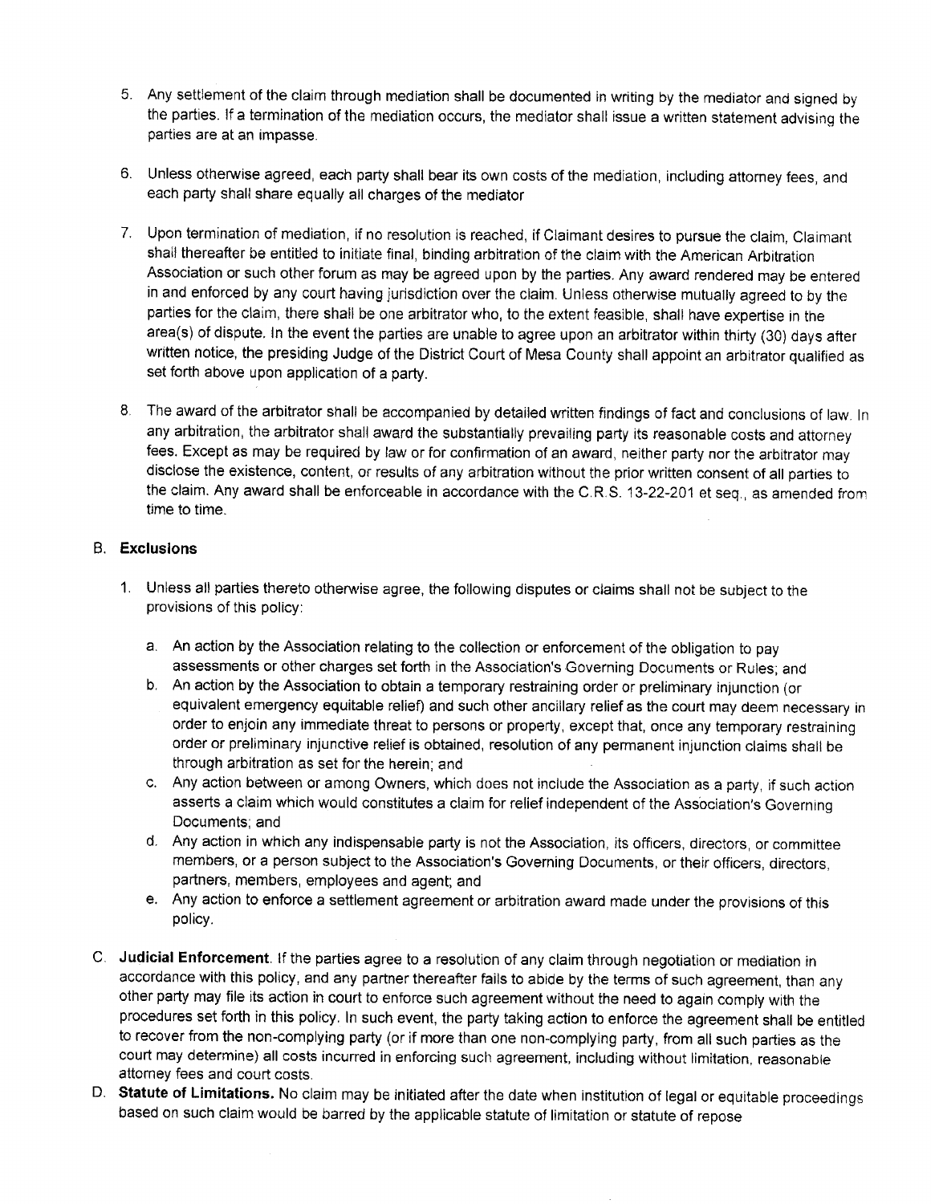5. Any settlement of the claim through mediation shall be documented in writing by the mediator and signed by the parties. If a termination of the mediation occurs, the mediator shall issue a written statement advising the parties are at an impasse.

6. Unless otherwise agreed, each party shall bear its own costs of the mediation, including attorney fees, and each party shall share equally all charges of the mediator

7. Upon termination of mediation, if no resolution is reached, if Claimant desires to pursue the claim, Claimant shall thereafter be entitled to initiate final, binding arbitration of the claim with the American Arbitration Association or such other forum as may be agreed upon by the parties. Any award rendered may be entered in and enforced by any court having jurisdiction over the claim. Unless otherwise mutually agreed to by the parties for the claim, there shall be one arbitrator who, to the extent feasible, shall have expertise in the area(s) of dispute. In the event the parties are unable to agree upon an arbitrator within thirty (30) days after written notice, the presiding Judge of the District Court of Mesa County shall appoint an arbitrator qualified as set forth above upon application of a party.

8. The award of the arbitrator shall be accompanied by detailed written findings of fact and conclusions of law. In any arbitration, the arbitrator shall award the substantially prevailing party its reasonable costs and attorney fees. Except as may be required by law or for confirmation of an award, neither party nor the arbitrator may disclose the existence, content, or results of any arbitration without the prior written consent of all parties to the claim. Any award shall be enforceable in accordance with the C.R.S. 13-22-201 et seq., as amended from time to time.

## B. Exclusions

1. Unless all parties thereto otherwise agree, the following disputes or claims shall not be subject to the provisions of this policy:

   a. An action by the Association relating to the collection or enforcement of the obligation to pay assessments or other charges set forth in the Association's Governing Documents or Rules; and
   b. An action by the Association to obtain a temporary restraining order or preliminary injunction (or equivalent emergency equitable relief) and such other ancillary relief as the court may deem necessary in order to enjoin any immediate threat to persons or property, except that, once any temporary restraining order or preliminary injunctive relief is obtained, resolution of any permanent injunction claims shall be through arbitration as set for the herein; and
   c. Any action between or among Owners, which does not include the Association as a party, if such action asserts a claim which would constitutes a claim for relief independent of the Association's Governing Documents; and
   d. Any action in which any indispensable party is not the Association, its officers, directors, or committee members, or a person subject to the Association's Governing Documents, or their officers, directors, partners, members, employees and agent; and
   e. Any action to enforce a settlement agreement or arbitration award made under the provisions of this policy.

C. **Judicial Enforcement**. If the parties agree to a resolution of any claim through negotiation or mediation in accordance with this policy, and any partner thereafter fails to abide by the terms of such agreement, than any other party may file its action in court to enforce such agreement without the need to again comply with the procedures set forth in this policy. In such event, the party taking action to enforce the agreement shall be entitled to recover from the non-complying party (or if more than one non-complying party, from all such parties as the court may determine) all costs incurred in enforcing such agreement, including without limitation, reasonable attorney fees and court costs.

D. **Statute of Limitations.** No claim may be initiated after the date when institution of legal or equitable proceedings based on such claim would be barred by the applicable statute of limitation or statute of repose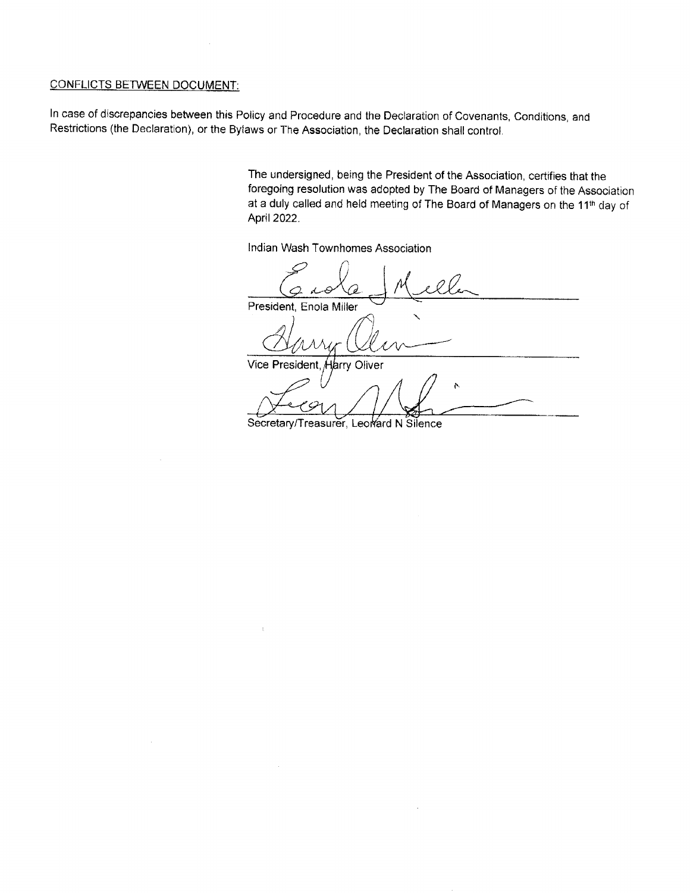CONFLICTS BETWEEN DOCUMENT:

In case of discrepancies between this Policy and Procedure and the Declaration of Covenants, Conditions, and Restrictions (the Declaration), or the Bylaws or The Association, the Declaration shall control.

The undersigned, being the President of the Association, certifies that the foregoing resolution was adopted by The Board of Managers of the Association at a duly called and held meeting of The Board of Managers on the 11th day of April 2022.

Indian Wash Townhomes Association

President, Enola Miller

Vice President, Harry Oliver

Secretary/Treasurer, Leonard N Silence